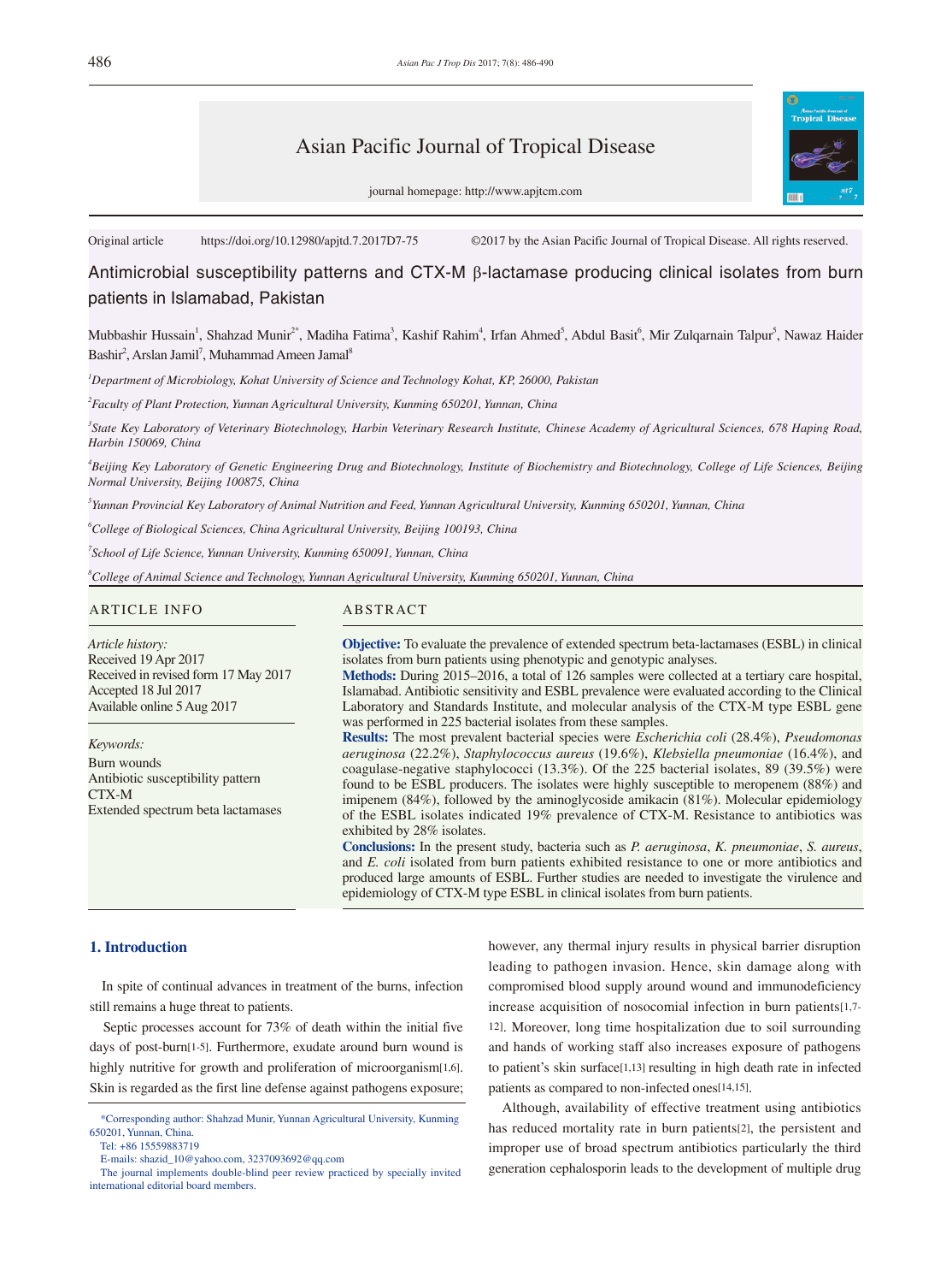Asian Pacific Journal of Tropical Disease

journal homepage: http://www.apjtcm.com

Original article https://doi.org/10.12980/apjtd.7.2017D7-75 ©2017 by the Asian Pacific Journal of Tropical Disease. All rights reserved.

# Antimicrobial susceptibility patterns and CTX-M β-lactamase producing clinical isolates from burn patients in Islamabad, Pakistan

Mubbashir Hussain[1], Shahzad Munir[2*], Madiha Fatima[3], Kashif Rahim[4], Irfan Ahmed[5], Abdul Basit[6], Mir Zulqarnain Talpur[5], Nawaz Haider Bashir[2], Arslan Jamil[7], Muhammad Ameen Jamal[8]

[1]*Department of Microbiology, Kohat University of Science and Technology Kohat, KP, 26000, Pakistan*

[2]*Faculty of Plant Protection, Yunnan Agricultural University, Kunming 650201, Yunnan, China*

[3]*State Key Laboratory of Veterinary Biotechnology, Harbin Veterinary Research Institute, Chinese Academy of Agricultural Sciences, 678 Haping Road, Harbin 150069, China*

[4]*Beijing Key Laboratory of Genetic Engineering Drug and Biotechnology, Institute of Biochemistry and Biotechnology, College of Life Sciences, Beijing Normal University, Beijing 100875, China*

[5]*Yunnan Provincial Key Laboratory of Animal Nutrition and Feed, Yunnan Agricultural University, Kunming 650201, Yunnan, China*

[6]*College of Biological Sciences, China Agricultural University, Beijing 100193, China*

[7]*School of Life Science, Yunnan University, Kunming 650091, Yunnan, China*

[8]*College of Animal Science and Technology, Yunnan Agricultural University, Kunming 650201, Yunnan, China*

## ARTICLE INFO

*Article history:*
Received 19 Apr 2017
Received in revised form 17 May 2017
Accepted 18 Jul 2017
Available online 5 Aug 2017

*Keywords:*
Burn wounds
Antibiotic susceptibility pattern
CTX-M
Extended spectrum beta lactamases

## ABSTRACT

**Objective:** To evaluate the prevalence of extended spectrum beta-lactamases (ESBL) in clinical isolates from burn patients using phenotypic and genotypic analyses.

**Methods:** During 2015–2016, a total of 126 samples were collected at a tertiary care hospital, Islamabad. Antibiotic sensitivity and ESBL prevalence were evaluated according to the Clinical Laboratory and Standards Institute, and molecular analysis of the CTX-M type ESBL gene was performed in 225 bacterial isolates from these samples.

**Results:** The most prevalent bacterial species were *Escherichia coli* (28.4%), *Pseudomonas aeruginosa* (22.2%), *Staphylococcus aureus* (19.6%), *Klebsiella pneumoniae* (16.4%), and coagulase-negative staphylococci (13.3%). Of the 225 bacterial isolates, 89 (39.5%) were found to be ESBL producers. The isolates were highly susceptible to meropenem (88%) and imipenem (84%), followed by the aminoglycoside amikacin (81%). Molecular epidemiology of the ESBL isolates indicated 19% prevalence of CTX-M. Resistance to antibiotics was exhibited by 28% isolates.

**Conclusions:** In the present study, bacteria such as *P. aeruginosa*, *K. pneumoniae*, *S. aureus*, and *E. coli* isolated from burn patients exhibited resistance to one or more antibiotics and produced large amounts of ESBL. Further studies are needed to investigate the virulence and epidemiology of CTX-M type ESBL in clinical isolates from burn patients.

## 1. Introduction

In spite of continual advances in treatment of the burns, infection still remains a huge threat to patients.

Septic processes account for 73% of death within the initial five days of post-burn[1-5]. Furthermore, exudate around burn wound is highly nutritive for growth and proliferation of microorganism[1,6]. Skin is regarded as the first line defense against pathogens exposure; however, any thermal injury results in physical barrier disruption leading to pathogen invasion. Hence, skin damage along with compromised blood supply around wound and immunodeficiency increase acquisition of nosocomial infection in burn patients[1,7-12]. Moreover, long time hospitalization due to soil surrounding and hands of working staff also increases exposure of pathogens to patient's skin surface[1,13] resulting in high death rate in infected patients as compared to non-infected ones[14,15].

Although, availability of effective treatment using antibiotics has reduced mortality rate in burn patients[2], the persistent and improper use of broad spectrum antibiotics particularly the third generation cephalosporin leads to the development of multiple drug

*Corresponding author: Shahzad Munir, Yunnan Agricultural University, Kunming 650201, Yunnan, China.
Tel: +86 15559883719
E-mails: shazid_10@yahoo.com, 3237093692@qq.com
The journal implements double-blind peer review practiced by specially invited international editorial board members.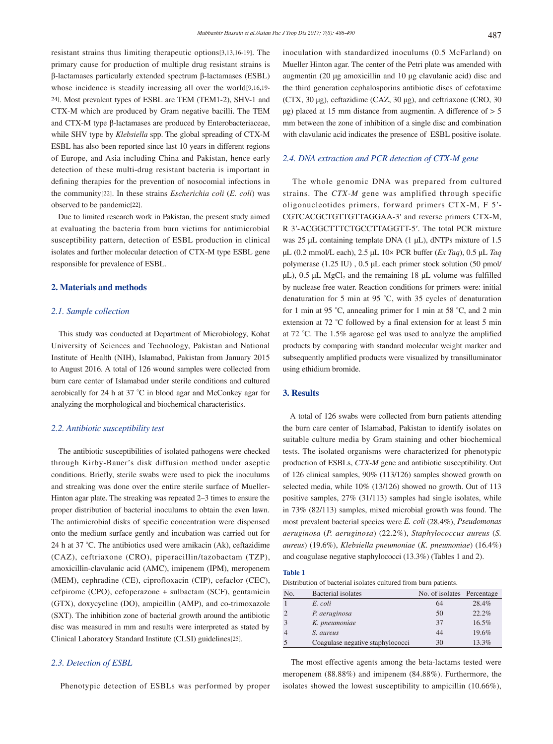resistant strains thus limiting therapeutic options[3,13,16-19]. The primary cause for production of multiple drug resistant strains is β-lactamases particularly extended spectrum β-lactamases (ESBL) whose incidence is steadily increasing all over the world[9,16,19-24]. Most prevalent types of ESBL are TEM (TEM1-2), SHV-1 and CTX-M which are produced by Gram negative bacilli. The TEM and CTX-M type β-lactamases are produced by Enterobacteriaceae, while SHV type by *Klebsiella* spp. The global spreading of CTX-M ESBL has also been reported since last 10 years in different regions of Europe, and Asia including China and Pakistan, hence early detection of these multi-drug resistant bacteria is important in defining therapies for the prevention of nosocomial infections in the community[22]. In these strains *Escherichia coli* (*E. coli*) was observed to be pandemic[22].

Due to limited research work in Pakistan, the present study aimed at evaluating the bacteria from burn victims for antimicrobial susceptibility pattern, detection of ESBL production in clinical isolates and further molecular detection of CTX-M type ESBL gene responsible for prevalence of ESBL.

## 2. Materials and methods

### 2.1. Sample collection

This study was conducted at Department of Microbiology, Kohat University of Sciences and Technology, Pakistan and National Institute of Health (NIH), Islamabad, Pakistan from January 2015 to August 2016. A total of 126 wound samples were collected from burn care center of Islamabad under sterile conditions and cultured aerobically for 24 h at 37 °C in blood agar and McConkey agar for analyzing the morphological and biochemical characteristics.

### 2.2. Antibiotic susceptibility test

The antibiotic susceptibilities of isolated pathogens were checked through Kirby-Bauer's disk diffusion method under aseptic conditions. Briefly, sterile swabs were used to pick the inoculums and streaking was done over the entire sterile surface of Mueller-Hinton agar plate. The streaking was repeated 2–3 times to ensure the proper distribution of bacterial inoculums to obtain the even lawn. The antimicrobial disks of specific concentration were dispensed onto the medium surface gently and incubation was carried out for 24 h at 37 °C. The antibiotics used were amikacin (Ak), ceftazidime (CAZ), ceftriaxone (CRO), piperacillin/tazobactam (TZP), amoxicillin-clavulanic acid (AMC), imipenem (IPM), meropenem (MEM), cephradine (CE), ciprofloxacin (CIP), cefaclor (CEC), cefpirome (CPO), cefoperazone + sulbactam (SCF), gentamicin (GTX), doxycycline (DO), ampicillin (AMP), and co-trimoxazole (SXT). The inhibition zone of bacterial growth around the antibiotic disc was measured in mm and results were interpreted as stated by Clinical Laboratory Standard Institute (CLSI) guidelines[25].

### 2.3. Detection of ESBL

Phenotypic detection of ESBLs was performed by proper inoculation with standardized inoculums (0.5 McFarland) on Mueller Hinton agar. The center of the Petri plate was amended with augmentin (20 μg amoxicillin and 10 μg clavulanic acid) disc and the third generation cephalosporins antibiotic discs of cefotaxime (CTX, 30 μg), ceftazidime (CAZ, 30 μg), and ceftriaxone (CRO, 30 μg) placed at 15 mm distance from augmentin. A difference of > 5 mm between the zone of inhibition of a single disc and combination with clavulanic acid indicates the presence of ESBL positive isolate.

### 2.4. DNA extraction and PCR detection of CTX-M gene

The whole genomic DNA was prepared from cultured strains. The *CTX-M* gene was amplified through specific oligonucleotides primers, forward primers CTX-M, F 5′-CGTCACGCTGTTGTTAGGAA-3′ and reverse primers CTX-M, R 3′-ACGGCTTTCTGCCTTAGGTT-5′. The total PCR mixture was 25 μL containing template DNA (1 μL), dNTPs mixture of 1.5 μL (0.2 mmol/L each), 2.5 μL 10× PCR buffer (*Ex Taq*), 0.5 μL *Taq* polymerase (1.25 IU) , 0.5 μL each primer stock solution (50 pmol/μL), 0.5 μL $MgCl_2$ and the remaining 18 μL volume was fulfilled by nuclease free water. Reaction conditions for primers were: initial denaturation for 5 min at 95 °C, with 35 cycles of denaturation for 1 min at 95 °C, annealing primer for 1 min at 58 °C, and 2 min extension at 72 °C followed by a final extension for at least 5 min at 72 °C. The 1.5% agarose gel was used to analyze the amplified products by comparing with standard molecular weight marker and subsequently amplified products were visualized by transilluminator using ethidium bromide.

## 3. Results

A total of 126 swabs were collected from burn patients attending the burn care center of Islamabad, Pakistan to identify isolates on suitable culture media by Gram staining and other biochemical tests. The isolated organisms were characterized for phenotypic production of ESBLs, *CTX-M* gene and antibiotic susceptibility. Out of 126 clinical samples, 90% (113/126) samples showed growth on selected media, while 10% (13/126) showed no growth. Out of 113 positive samples, 27% (31/113) samples had single isolates, while in 73% (82/113) samples, mixed microbial growth was found. The most prevalent bacterial species were *E. coli* (28.4%), *Pseudomonas aeruginosa* (*P. aeruginosa*) (22.2%), *Staphylococcus aureus* (*S. aureus*) (19.6%), *Klebsiella pneumoniae* (*K. pneumoniae*) (16.4%) and coagulase negative staphylococci (13.3%) (Tables 1 and 2).

**Table 1**

Distribution of bacterial isolates cultured from burn patients.

| No. | Bacterial isolates | No. of isolates | Percentage |
|---|---|---|---|
| 1 | *E. coli* | 64 | 28.4% |
| 2 | *P. aeruginosa* | 50 | 22.2% |
| 3 | *K. pneumoniae* | 37 | 16.5% |
| 4 | *S. aureus* | 44 | 19.6% |
| 5 | Coagulase negative staphylococci | 30 | 13.3% |

The most effective agents among the beta-lactams tested were meropenem (88.88%) and imipenem (84.88%). Furthermore, the isolates showed the lowest susceptibility to ampicillin (10.66%),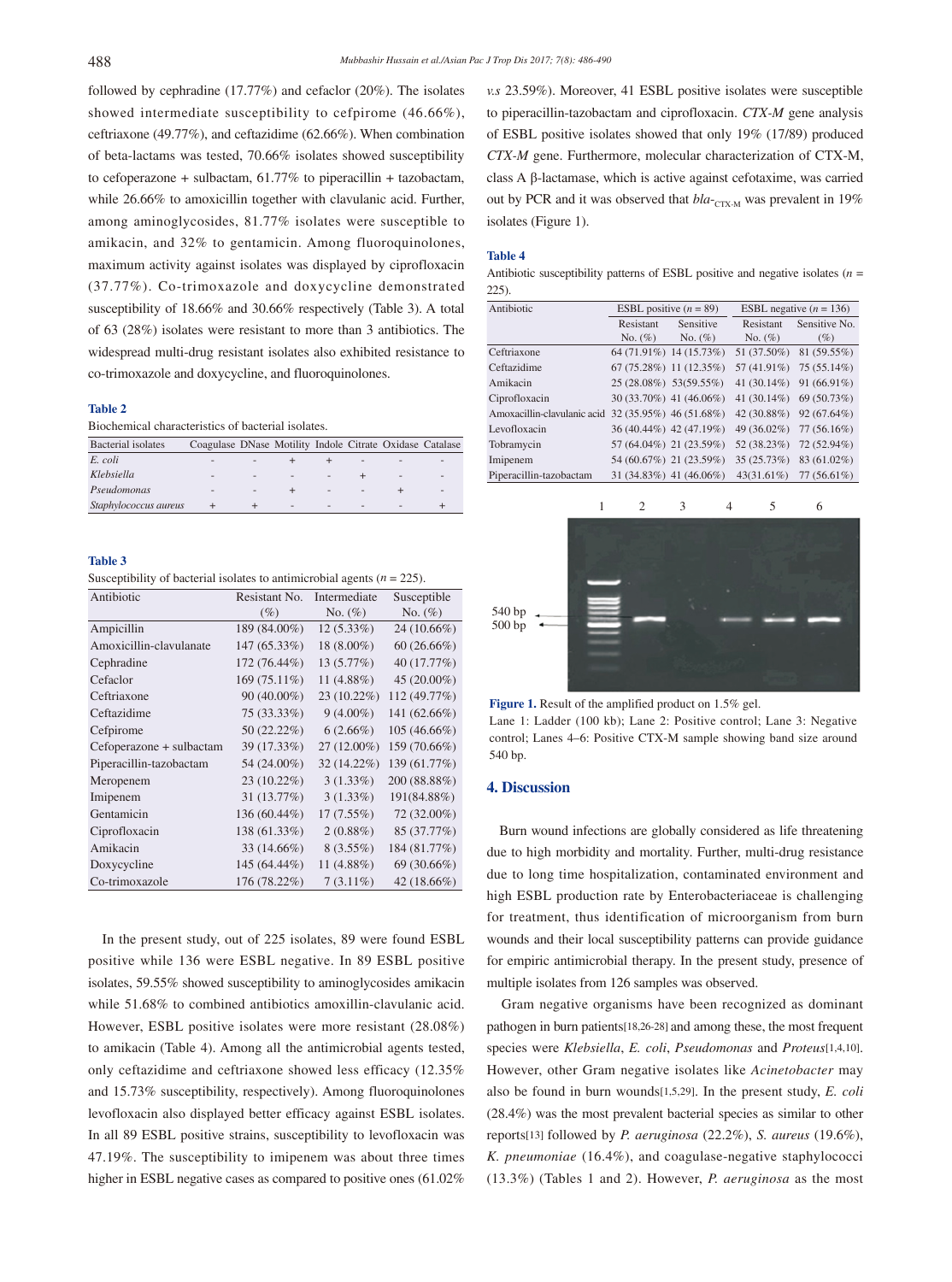followed by cephradine (17.77%) and cefaclor (20%). The isolates showed intermediate susceptibility to cefpirome (46.66%), ceftriaxone (49.77%), and ceftazidime (62.66%). When combination of beta-lactams was tested, 70.66% isolates showed susceptibility to cefoperazone + sulbactam, 61.77% to piperacillin + tazobactam, while 26.66% to amoxicillin together with clavulanic acid. Further, among aminoglycosides, 81.77% isolates were susceptible to amikacin, and 32% to gentamicin. Among fluoroquinolones, maximum activity against isolates was displayed by ciprofloxacin (37.77%). Co-trimoxazole and doxycycline demonstrated susceptibility of 18.66% and 30.66% respectively (Table 3). A total of 63 (28%) isolates were resistant to more than 3 antibiotics. The widespread multi-drug resistant isolates also exhibited resistance to co-trimoxazole and doxycycline, and fluoroquinolones.

**Table 2**

Biochemical characteristics of bacterial isolates.

| Bacterial isolates | Coagulase | DNase | Motility | Indole | Citrate | Oxidase | Catalase |
|---|---|---|---|---|---|---|---|
| *E. coli* | - | - | + | + | - | - | - |
| *Klebsiella* | - | - | - | - | + | - | - |
| *Pseudomonas* | - | - | + | - | - | + | - |
| *Staphylococcus aureus* | + | + | - | - | - | - | + |

**Table 3**

Susceptibility of bacterial isolates to antimicrobial agents ($n$ = 225).

| Antibiotic | Resistant No. (%) | Intermediate No. (%) | Susceptible No. (%) |
|---|---|---|---|
| Ampicillin | 189 (84.00%) | 12 (5.33%) | 24 (10.66%) |
| Amoxicillin-clavulanate | 147 (65.33%) | 18 (8.00%) | 60 (26.66%) |
| Cephradine | 172 (76.44%) | 13 (5.77%) | 40 (17.77%) |
| Cefaclor | 169 (75.11%) | 11 (4.88%) | 45 (20.00%) |
| Ceftriaxone | 90 (40.00%) | 23 (10.22%) | 112 (49.77%) |
| Ceftazidime | 75 (33.33%) | 9 (4.00%) | 141 (62.66%) |
| Cefpirome | 50 (22.22%) | 6 (2.66%) | 105 (46.66%) |
| Cefoperazone + sulbactam | 39 (17.33%) | 27 (12.00%) | 159 (70.66%) |
| Piperacillin-tazobactam | 54 (24.00%) | 32 (14.22%) | 139 (61.77%) |
| Meropenem | 23 (10.22%) | 3 (1.33%) | 200 (88.88%) |
| Imipenem | 31 (13.77%) | 3 (1.33%) | 191(84.88%) |
| Gentamicin | 136 (60.44%) | 17 (7.55%) | 72 (32.00%) |
| Ciprofloxacin | 138 (61.33%) | 2 (0.88%) | 85 (37.77%) |
| Amikacin | 33 (14.66%) | 8 (3.55%) | 184 (81.77%) |
| Doxycycline | 145 (64.44%) | 11 (4.88%) | 69 (30.66%) |
| Co-trimoxazole | 176 (78.22%) | 7 (3.11%) | 42 (18.66%) |

In the present study, out of 225 isolates, 89 were found ESBL positive while 136 were ESBL negative. In 89 ESBL positive isolates, 59.55% showed susceptibility to aminoglycosides amikacin while 51.68% to combined antibiotics amoxillin-clavulanic acid. However, ESBL positive isolates were more resistant (28.08%) to amikacin (Table 4). Among all the antimicrobial agents tested, only ceftazidime and ceftriaxone showed less efficacy (12.35% and 15.73% susceptibility, respectively). Among fluoroquinolones levofloxacin also displayed better efficacy against ESBL isolates. In all 89 ESBL positive strains, susceptibility to levofloxacin was 47.19%. The susceptibility to imipenem was about three times higher in ESBL negative cases as compared to positive ones (61.02% *v.s* 23.59%). Moreover, 41 ESBL positive isolates were susceptible to piperacillin-tazobactam and ciprofloxacin. *CTX-M* gene analysis of ESBL positive isolates showed that only 19% (17/89) produced *CTX-M* gene. Furthermore, molecular characterization of CTX-M, class A β-lactamase, which is active against cefotaxime, was carried out by PCR and it was observed that *bla*-$_{CTX-M}$ was prevalent in 19% isolates (Figure 1).

**Table 4**

Antibiotic susceptibility patterns of ESBL positive and negative isolates ($n$ = 225).

| Antibiotic | ESBL positive ($n$ = 89) | | ESBL negative ($n$ = 136) | |
|---|---|---|---|---|
| | Resistant No. (%) | Sensitive No. (%) | Resistant No. (%) | Sensitive No. (%) |
| Ceftriaxone | 64 (71.91%) | 14 (15.73%) | 51 (37.50%) | 81 (59.55%) |
| Ceftazidime | 67 (75.28%) | 11 (12.35%) | 57 (41.91%) | 75 (55.14%) |
| Amikacin | 25 (28.08%) | 53(59.55%) | 41 (30.14%) | 91 (66.91%) |
| Ciprofloxacin | 30 (33.70%) | 41 (46.06%) | 41 (30.14%) | 69 (50.73%) |
| Amoxacillin-clavulanic acid | 32 (35.95%) | 46 (51.68%) | 42 (30.88%) | 92 (67.64%) |
| Levofloxacin | 36 (40.44%) | 42 (47.19%) | 49 (36.02%) | 77 (56.16%) |
| Tobramycin | 57 (64.04%) | 21 (23.59%) | 52 (38.23%) | 72 (52.94%) |
| Imipenem | 54 (60.67%) | 21 (23.59%) | 35 (25.73%) | 83 (61.02%) |
| Piperacillin-tazobactam | 31 (34.83%) | 41 (46.06%) | 43(31.61%) | 77 (56.61%) |

**Figure 1.** Result of the amplified product on 1.5% gel.
Lane 1: Ladder (100 kb); Lane 2: Positive control; Lane 3: Negative control; Lanes 4–6: Positive CTX-M sample showing band size around 540 bp.

## 4. Discussion

Burn wound infections are globally considered as life threatening due to high morbidity and mortality. Further, multi-drug resistance due to long time hospitalization, contaminated environment and high ESBL production rate by Enterobacteriaceae is challenging for treatment, thus identification of microorganism from burn wounds and their local susceptibility patterns can provide guidance for empiric antimicrobial therapy. In the present study, presence of multiple isolates from 126 samples was observed.

Gram negative organisms have been recognized as dominant pathogen in burn patients[18,26-28] and among these, the most frequent species were *Klebsiella*, *E. coli*, *Pseudomonas* and *Proteus*[1,4,10]. However, other Gram negative isolates like *Acinetobacter* may also be found in burn wounds[1,5,29]. In the present study, *E. coli* (28.4%) was the most prevalent bacterial species as similar to other reports[13] followed by *P. aeruginosa* (22.2%), *S. aureus* (19.6%), *K. pneumoniae* (16.4%), and coagulase-negative staphylococci (13.3%) (Tables 1 and 2). However, *P. aeruginosa* as the most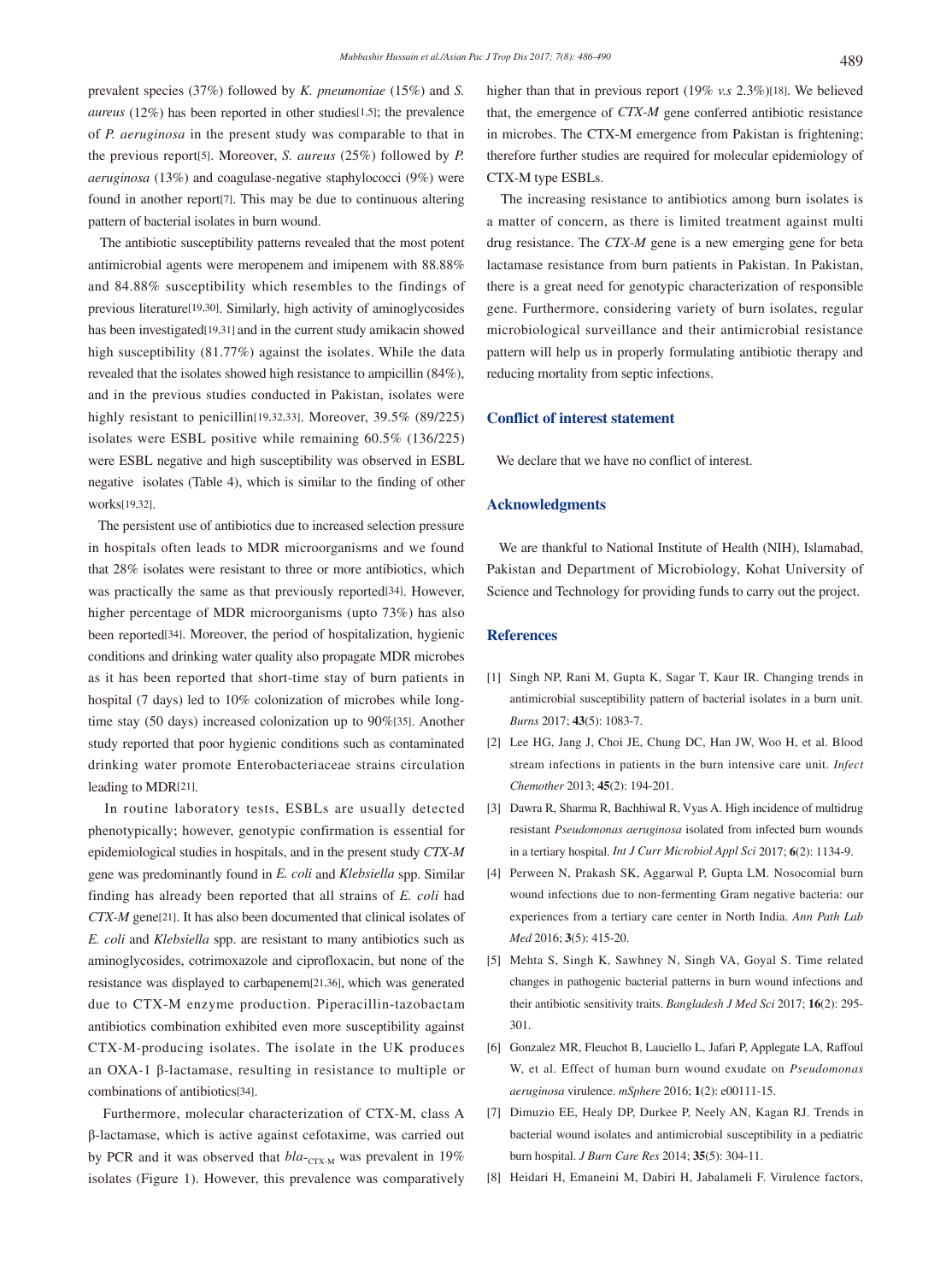prevalent species (37%) followed by *K. pneumoniae* (15%) and *S. aureus* (12%) has been reported in other studies[1,5]; the prevalence of *P. aeruginosa* in the present study was comparable to that in the previous report[5]. Moreover, *S. aureus* (25%) followed by *P. aeruginosa* (13%) and coagulase-negative staphylococci (9%) were found in another report[7]. This may be due to continuous altering pattern of bacterial isolates in burn wound.

The antibiotic susceptibility patterns revealed that the most potent antimicrobial agents were meropenem and imipenem with 88.88% and 84.88% susceptibility which resembles to the findings of previous literature[19,30]. Similarly, high activity of aminoglycosides has been investigated[19,31] and in the current study amikacin showed high susceptibility (81.77%) against the isolates. While the data revealed that the isolates showed high resistance to ampicillin (84%), and in the previous studies conducted in Pakistan, isolates were highly resistant to penicillin[19,32,33]. Moreover, 39.5% (89/225) isolates were ESBL positive while remaining 60.5% (136/225) were ESBL negative and high susceptibility was observed in ESBL negative isolates (Table 4), which is similar to the finding of other works[19,32].

The persistent use of antibiotics due to increased selection pressure in hospitals often leads to MDR microorganisms and we found that 28% isolates were resistant to three or more antibiotics, which was practically the same as that previously reported[34]. However, higher percentage of MDR microorganisms (upto 73%) has also been reported[34]. Moreover, the period of hospitalization, hygienic conditions and drinking water quality also propagate MDR microbes as it has been reported that short-time stay of burn patients in hospital (7 days) led to 10% colonization of microbes while long-time stay (50 days) increased colonization up to 90%[35]. Another study reported that poor hygienic conditions such as contaminated drinking water promote Enterobacteriaceae strains circulation leading to MDR[21].

In routine laboratory tests, ESBLs are usually detected phenotypically; however, genotypic confirmation is essential for epidemiological studies in hospitals, and in the present study *CTX-M* gene was predominantly found in *E. coli* and *Klebsiella* spp. Similar finding has already been reported that all strains of *E. coli* had *CTX-M* gene[21]. It has also been documented that clinical isolates of *E. coli* and *Klebsiella* spp. are resistant to many antibiotics such as aminoglycosides, cotrimoxazole and ciprofloxacin, but none of the resistance was displayed to carbapenem[21,36], which was generated due to CTX-M enzyme production. Piperacillin-tazobactam antibiotics combination exhibited even more susceptibility against CTX-M-producing isolates. The isolate in the UK produces an OXA-1 β-lactamase, resulting in resistance to multiple or combinations of antibiotics[34].

Furthermore, molecular characterization of CTX-M, class A β-lactamase, which is active against cefotaxime, was carried out by PCR and it was observed that $bla_{\text{CTX-M}}$ was prevalent in 19% isolates (Figure 1). However, this prevalence was comparatively higher than that in previous report (19% *v.s* 2.3%)[18]. We believed that, the emergence of *CTX-M* gene conferred antibiotic resistance in microbes. The CTX-M emergence from Pakistan is frightening; therefore further studies are required for molecular epidemiology of CTX-M type ESBLs.

The increasing resistance to antibiotics among burn isolates is a matter of concern, as there is limited treatment against multi drug resistance. The *CTX-M* gene is a new emerging gene for beta lactamase resistance from burn patients in Pakistan. In Pakistan, there is a great need for genotypic characterization of responsible gene. Furthermore, considering variety of burn isolates, regular microbiological surveillance and their antimicrobial resistance pattern will help us in properly formulating antibiotic therapy and reducing mortality from septic infections.

## Conflict of interest statement

We declare that we have no conflict of interest.

## Acknowledgments

We are thankful to National Institute of Health (NIH), Islamabad, Pakistan and Department of Microbiology, Kohat University of Science and Technology for providing funds to carry out the project.

## References

[1] Singh NP, Rani M, Gupta K, Sagar T, Kaur IR. Changing trends in antimicrobial susceptibility pattern of bacterial isolates in a burn unit. *Burns* 2017; **43**(5): 1083-7.

[2] Lee HG, Jang J, Choi JE, Chung DC, Han JW, Woo H, et al. Blood stream infections in patients in the burn intensive care unit. *Infect Chemother* 2013; **45**(2): 194-201.

[3] Dawra R, Sharma R, Bachhiwal R, Vyas A. High incidence of multidrug resistant *Pseudomonas aeruginosa* isolated from infected burn wounds in a tertiary hospital. *Int J Curr Microbiol Appl Sci* 2017; **6**(2): 1134-9.

[4] Perween N, Prakash SK, Aggarwal P, Gupta LM. Nosocomial burn wound infections due to non-fermenting Gram negative bacteria: our experiences from a tertiary care center in North India. *Ann Path Lab Med* 2016; **3**(5): 415-20.

[5] Mehta S, Singh K, Sawhney N, Singh VA, Goyal S. Time related changes in pathogenic bacterial patterns in burn wound infections and their antibiotic sensitivity traits. *Bangladesh J Med Sci* 2017; **16**(2): 295-301.

[6] Gonzalez MR, Fleuchot B, Lauciello L, Jafari P, Applegate LA, Raffoul W, et al. Effect of human burn wound exudate on *Pseudomonas aeruginosa* virulence. *mSphere* 2016; **1**(2): e00111-15.

[7] Dimuzio EE, Healy DP, Durkee P, Neely AN, Kagan RJ. Trends in bacterial wound isolates and antimicrobial susceptibility in a pediatric burn hospital. *J Burn Care Res* 2014; **35**(5): 304-11.

[8] Heidari H, Emaneini M, Dabiri H, Jabalameli F. Virulence factors,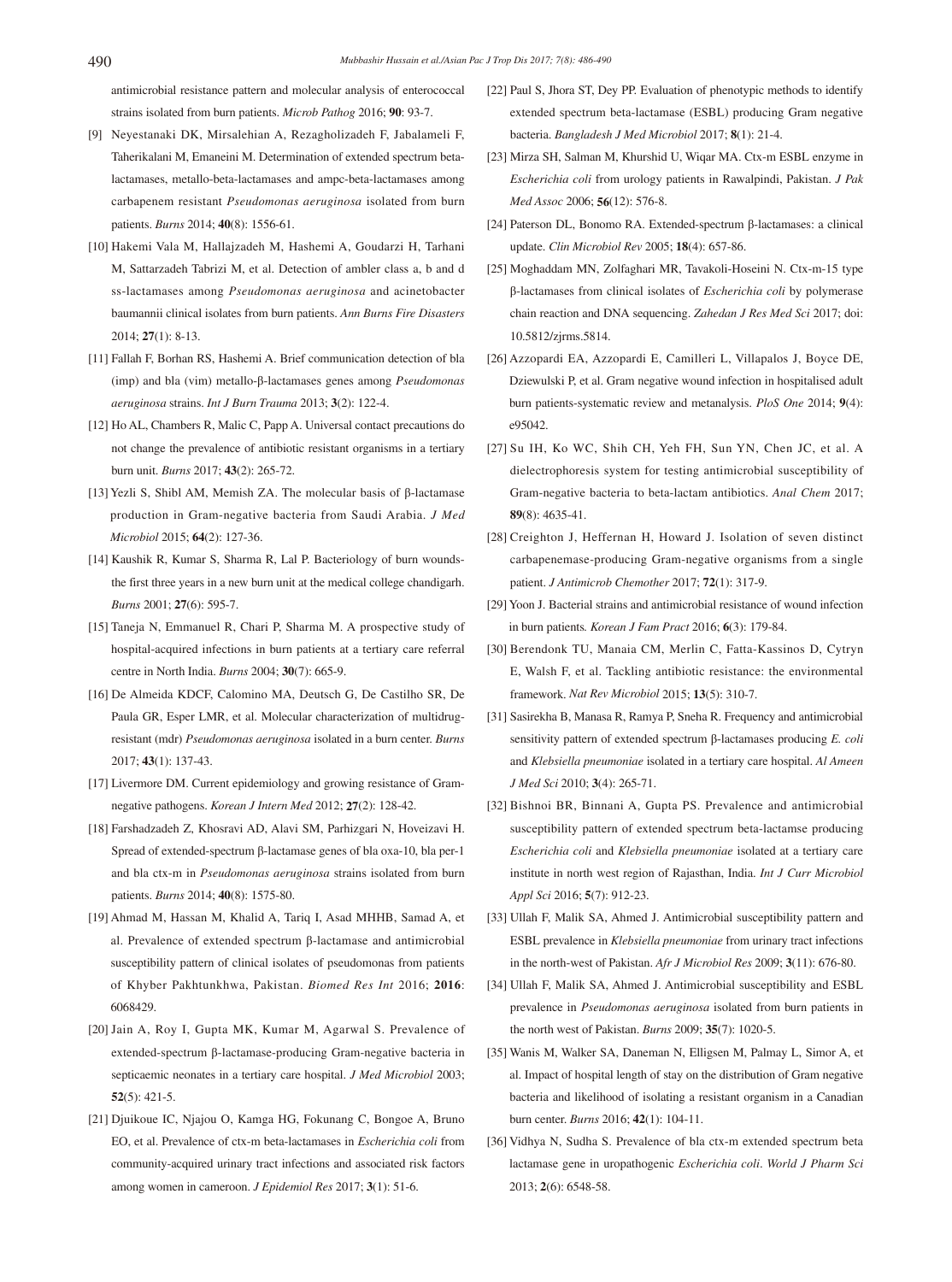antimicrobial resistance pattern and molecular analysis of enterococcal strains isolated from burn patients. *Microb Pathog* 2016; **90**: 93-7.

[9] Neyestanaki DK, Mirsalehian A, Rezagholizadeh F, Jabalameli F, Taherikalani M, Emaneini M. Determination of extended spectrum beta-lactamases, metallo-beta-lactamases and ampc-beta-lactamases among carbapenem resistant *Pseudomonas aeruginosa* isolated from burn patients. *Burns* 2014; **40**(8): 1556-61.

[10] Hakemi Vala M, Hallajzadeh M, Hashemi A, Goudarzi H, Tarhani M, Sattarzadeh Tabrizi M, et al. Detection of ambler class a, b and d ss-lactamases among *Pseudomonas aeruginosa* and acinetobacter baumannii clinical isolates from burn patients. *Ann Burns Fire Disasters* 2014; **27**(1): 8-13.

[11] Fallah F, Borhan RS, Hashemi A. Brief communication detection of bla (imp) and bla (vim) metallo-β-lactamases genes among *Pseudomonas aeruginosa* strains. *Int J Burn Trauma* 2013; **3**(2): 122-4.

[12] Ho AL, Chambers R, Malic C, Papp A. Universal contact precautions do not change the prevalence of antibiotic resistant organisms in a tertiary burn unit. *Burns* 2017; **43**(2): 265-72.

[13] Yezli S, Shibl AM, Memish ZA. The molecular basis of β-lactamase production in Gram-negative bacteria from Saudi Arabia. *J Med Microbiol* 2015; **64**(2): 127-36.

[14] Kaushik R, Kumar S, Sharma R, Lal P. Bacteriology of burn wounds-the first three years in a new burn unit at the medical college chandigarh. *Burns* 2001; **27**(6): 595-7.

[15] Taneja N, Emmanuel R, Chari P, Sharma M. A prospective study of hospital-acquired infections in burn patients at a tertiary care referral centre in North India. *Burns* 2004; **30**(7): 665-9.

[16] De Almeida KDCF, Calomino MA, Deutsch G, De Castilho SR, De Paula GR, Esper LMR, et al. Molecular characterization of multidrug-resistant (mdr) *Pseudomonas aeruginosa* isolated in a burn center. *Burns* 2017; **43**(1): 137-43.

[17] Livermore DM. Current epidemiology and growing resistance of Gram-negative pathogens. *Korean J Intern Med* 2012; **27**(2): 128-42.

[18] Farshadzadeh Z, Khosravi AD, Alavi SM, Parhizgari N, Hoveizavi H. Spread of extended-spectrum β-lactamase genes of bla oxa-10, bla per-1 and bla ctx-m in *Pseudomonas aeruginosa* strains isolated from burn patients. *Burns* 2014; **40**(8): 1575-80.

[19] Ahmad M, Hassan M, Khalid A, Tariq I, Asad MHHB, Samad A, et al. Prevalence of extended spectrum β-lactamase and antimicrobial susceptibility pattern of clinical isolates of pseudomonas from patients of Khyber Pakhtunkhwa, Pakistan. *Biomed Res Int* 2016; **2016**: 6068429.

[20] Jain A, Roy I, Gupta MK, Kumar M, Agarwal S. Prevalence of extended-spectrum β-lactamase-producing Gram-negative bacteria in septicaemic neonates in a tertiary care hospital. *J Med Microbiol* 2003; **52**(5): 421-5.

[21] Djuikoue IC, Njajou O, Kamga HG, Fokunang C, Bongoe A, Bruno EO, et al. Prevalence of ctx-m beta-lactamases in *Escherichia coli* from community-acquired urinary tract infections and associated risk factors among women in cameroon. *J Epidemiol Res* 2017; **3**(1): 51-6.

[22] Paul S, Jhora ST, Dey PP. Evaluation of phenotypic methods to identify extended spectrum beta-lactamase (ESBL) producing Gram negative bacteria. *Bangladesh J Med Microbiol* 2017; **8**(1): 21-4.

[23] Mirza SH, Salman M, Khurshid U, Wiqar MA. Ctx-m ESBL enzyme in *Escherichia coli* from urology patients in Rawalpindi, Pakistan. *J Pak Med Assoc* 2006; **56**(12): 576-8.

[24] Paterson DL, Bonomo RA. Extended-spectrum β-lactamases: a clinical update. *Clin Microbiol Rev* 2005; **18**(4): 657-86.

[25] Moghaddam MN, Zolfaghari MR, Tavakoli-Hoseini N. Ctx-m-15 type β-lactamases from clinical isolates of *Escherichia coli* by polymerase chain reaction and DNA sequencing. *Zahedan J Res Med Sci* 2017; doi: 10.5812/zjrms.5814.

[26] Azzopardi EA, Azzopardi E, Camilleri L, Villapalos J, Boyce DE, Dziewulski P, et al. Gram negative wound infection in hospitalised adult burn patients-systematic review and metanalysis. *PloS One* 2014; **9**(4): e95042.

[27] Su IH, Ko WC, Shih CH, Yeh FH, Sun YN, Chen JC, et al. A dielectrophoresis system for testing antimicrobial susceptibility of Gram-negative bacteria to beta-lactam antibiotics. *Anal Chem* 2017; **89**(8): 4635-41.

[28] Creighton J, Heffernan H, Howard J. Isolation of seven distinct carbapenemase-producing Gram-negative organisms from a single patient. *J Antimicrob Chemother* 2017; **72**(1): 317-9.

[29] Yoon J. Bacterial strains and antimicrobial resistance of wound infection in burn patients. *Korean J Fam Pract* 2016; **6**(3): 179-84.

[30] Berendonk TU, Manaia CM, Merlin C, Fatta-Kassinos D, Cytryn E, Walsh F, et al. Tackling antibiotic resistance: the environmental framework. *Nat Rev Microbiol* 2015; **13**(5): 310-7.

[31] Sasirekha B, Manasa R, Ramya P, Sneha R. Frequency and antimicrobial sensitivity pattern of extended spectrum β-lactamases producing *E. coli* and *Klebsiella pneumoniae* isolated in a tertiary care hospital. *Al Ameen J Med Sci* 2010; **3**(4): 265-71.

[32] Bishnoi BR, Binnani A, Gupta PS. Prevalence and antimicrobial susceptibility pattern of extended spectrum beta-lactamse producing *Escherichia coli* and *Klebsiella pneumoniae* isolated at a tertiary care institute in north west region of Rajasthan, India. *Int J Curr Microbiol Appl Sci* 2016; **5**(7): 912-23.

[33] Ullah F, Malik SA, Ahmed J. Antimicrobial susceptibility pattern and ESBL prevalence in *Klebsiella pneumoniae* from urinary tract infections in the north-west of Pakistan. *Afr J Microbiol Res* 2009; **3**(11): 676-80.

[34] Ullah F, Malik SA, Ahmed J. Antimicrobial susceptibility and ESBL prevalence in *Pseudomonas aeruginosa* isolated from burn patients in the north west of Pakistan. *Burns* 2009; **35**(7): 1020-5.

[35] Wanis M, Walker SA, Daneman N, Elligsen M, Palmay L, Simor A, et al. Impact of hospital length of stay on the distribution of Gram negative bacteria and likelihood of isolating a resistant organism in a Canadian burn center. *Burns* 2016; **42**(1): 104-11.

[36] Vidhya N, Sudha S. Prevalence of bla ctx-m extended spectrum beta lactamase gene in uropathogenic *Escherichia coli*. *World J Pharm Sci* 2013; **2**(6): 6548-58.